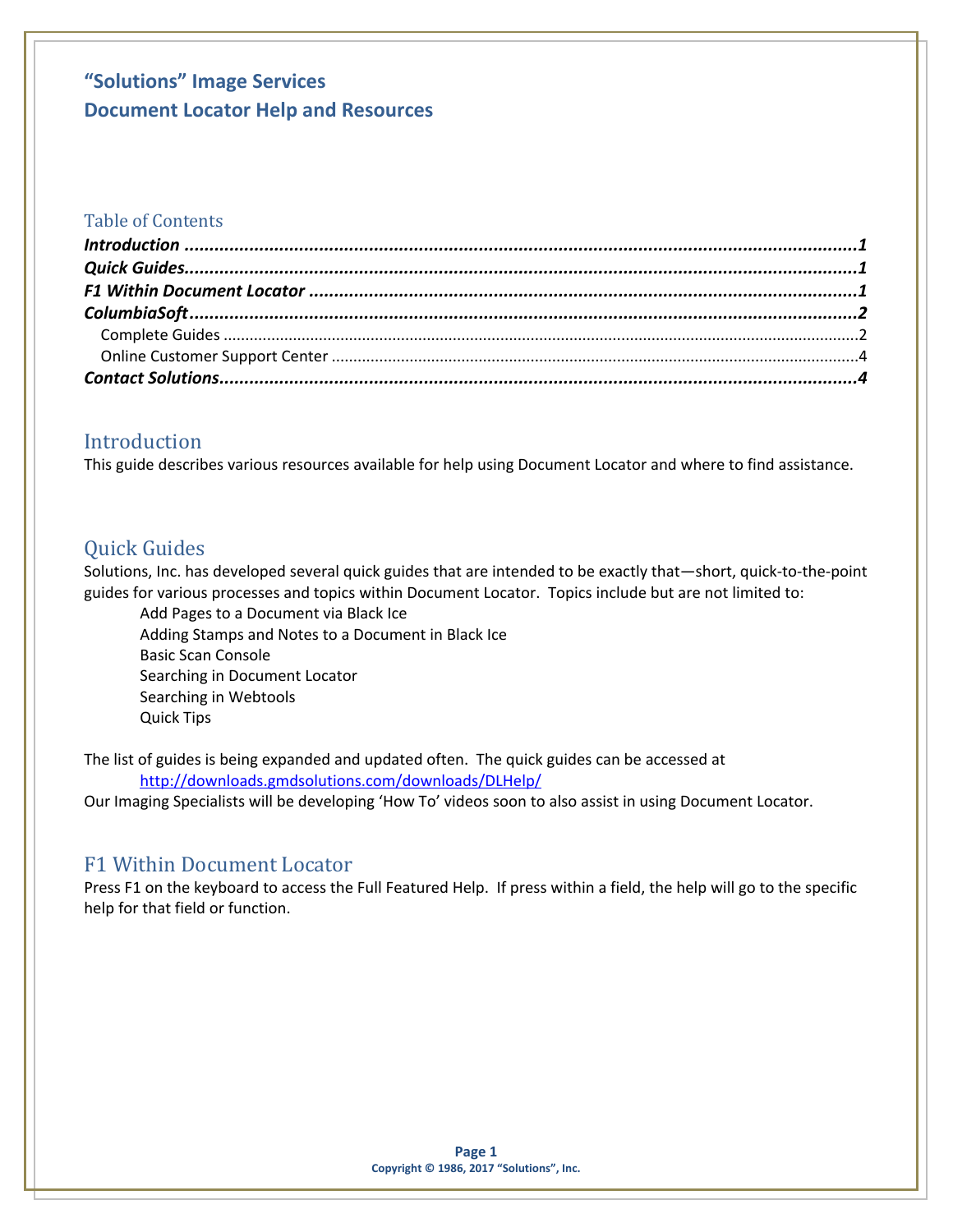# "Solutions" Image Services
# Document Locator Help and Resources

## Table of Contents

***Introduction*** ........................................................................................................ **1**
***Quick Guides*** ........................................................................................................ **1**
***F1 Within Document Locator*** .................................................................................. **1**
***ColumbiaSoft*** ........................................................................................................ **2**
  Complete Guides ........................................................................................................ 2
  Online Customer Support Center .................................................................................. 4
***Contact Solutions*** ................................................................................................... **4**

## Introduction

This guide describes various resources available for help using Document Locator and where to find assistance.

## Quick Guides

Solutions, Inc. has developed several quick guides that are intended to be exactly that—short, quick-to-the-point guides for various processes and topics within Document Locator. Topics include but are not limited to:

- Add Pages to a Document via Black Ice
- Adding Stamps and Notes to a Document in Black Ice
- Basic Scan Console
- Searching in Document Locator
- Searching in Webtools
- Quick Tips

The list of guides is being expanded and updated often. The quick guides can be accessed at
http://downloads.gmdsolutions.com/downloads/DLHelp/
Our Imaging Specialists will be developing 'How To' videos soon to also assist in using Document Locator.

## F1 Within Document Locator

Press F1 on the keyboard to access the Full Featured Help. If press within a field, the help will go to the specific help for that field or function.

Copyright © 1986, 2017 "Solutions", Inc.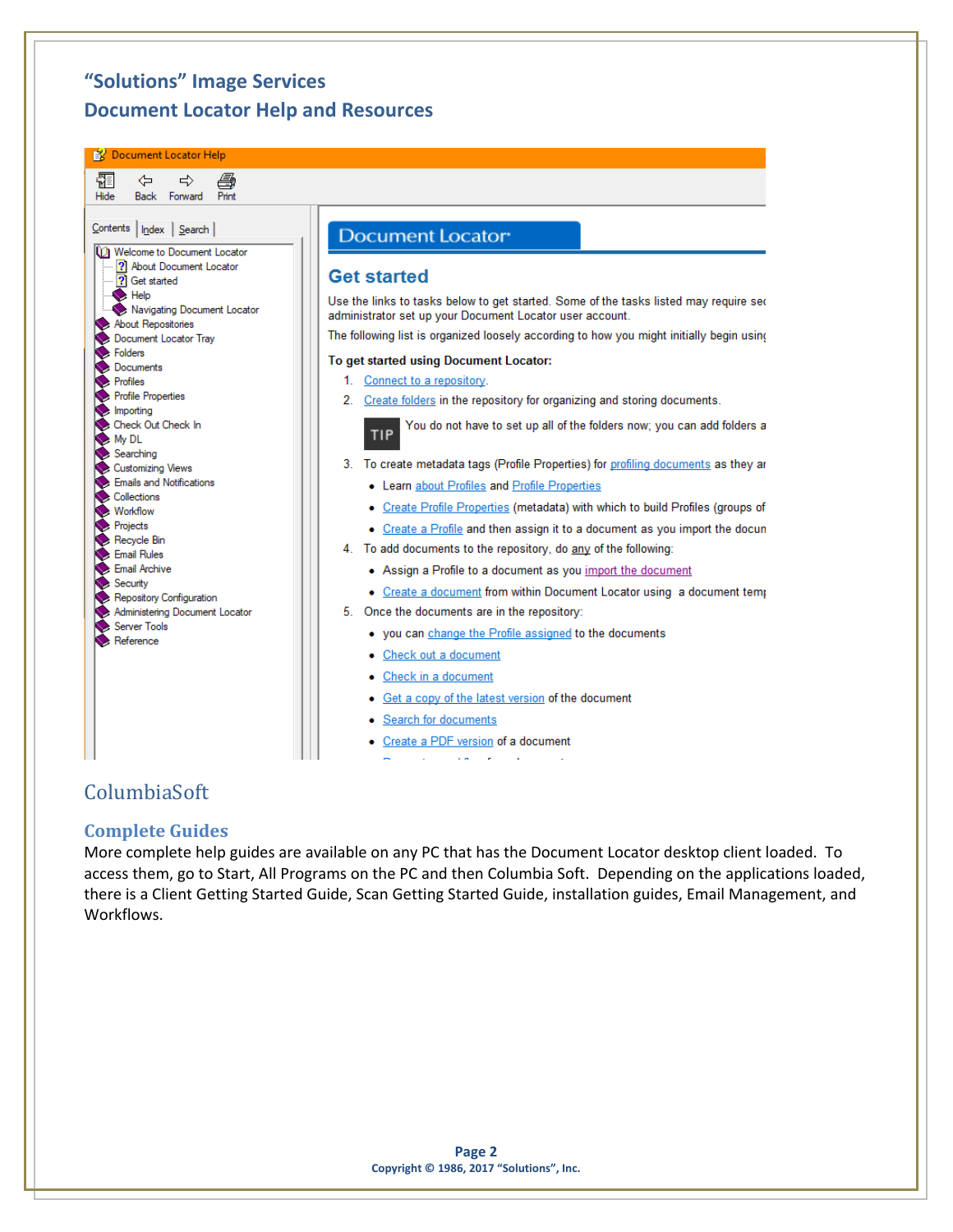# "Solutions" Image Services
## Document Locator Help and Resources

Document Locator Help

Hide | Back | Forward | Print

Contents | Index | Search

- Welcome to Document Locator
  - About Document Locator
  - Get started
  - Help
  - Navigating Document Locator
- About Repositories
- Document Locator Tray
- Folders
- Documents
- Profiles
- Profile Properties
- Importing
- Check Out Check In
- My DL
- Searching
- Customizing Views
- Emails and Notifications
- Collections
- Workflow
- Projects
- Recycle Bin
- Email Rules
- Email Archive
- Security
- Repository Configuration
- Administering Document Locator
- Server Tools
- Reference

Document Locator

**Get started**

Use the links to tasks below to get started. Some of the tasks listed may require sec administrator set up your Document Locator user account.

The following list is organized loosely according to how you might initially begin usin

**To get started using Document Locator:**

1. Connect to a repository.
2. Create folders in the repository for organizing and storing documents.

   TIP You do not have to set up all of the folders now; you can add folders a
3. To create metadata tags (Profile Properties) for profiling documents as they ar
   - Learn about Profiles and Profile Properties
   - Create Profile Properties (metadata) with which to build Profiles (groups of
   - Create a Profile and then assign it to a document as you import the docun
4. To add documents to the repository, do any of the following:
   - Assign a Profile to a document as you import the document
   - Create a document from within Document Locator using a document temp
5. Once the documents are in the repository:
   - you can change the Profile assigned to the documents
   - Check out a document
   - Check in a document
   - Get a copy of the latest version of the document
   - Search for documents
   - Create a PDF version of a document

## ColumbiaSoft

### Complete Guides

More complete help guides are available on any PC that has the Document Locator desktop client loaded. To access them, go to Start, All Programs on the PC and then Columbia Soft. Depending on the applications loaded, there is a Client Getting Started Guide, Scan Getting Started Guide, installation guides, Email Management, and Workflows.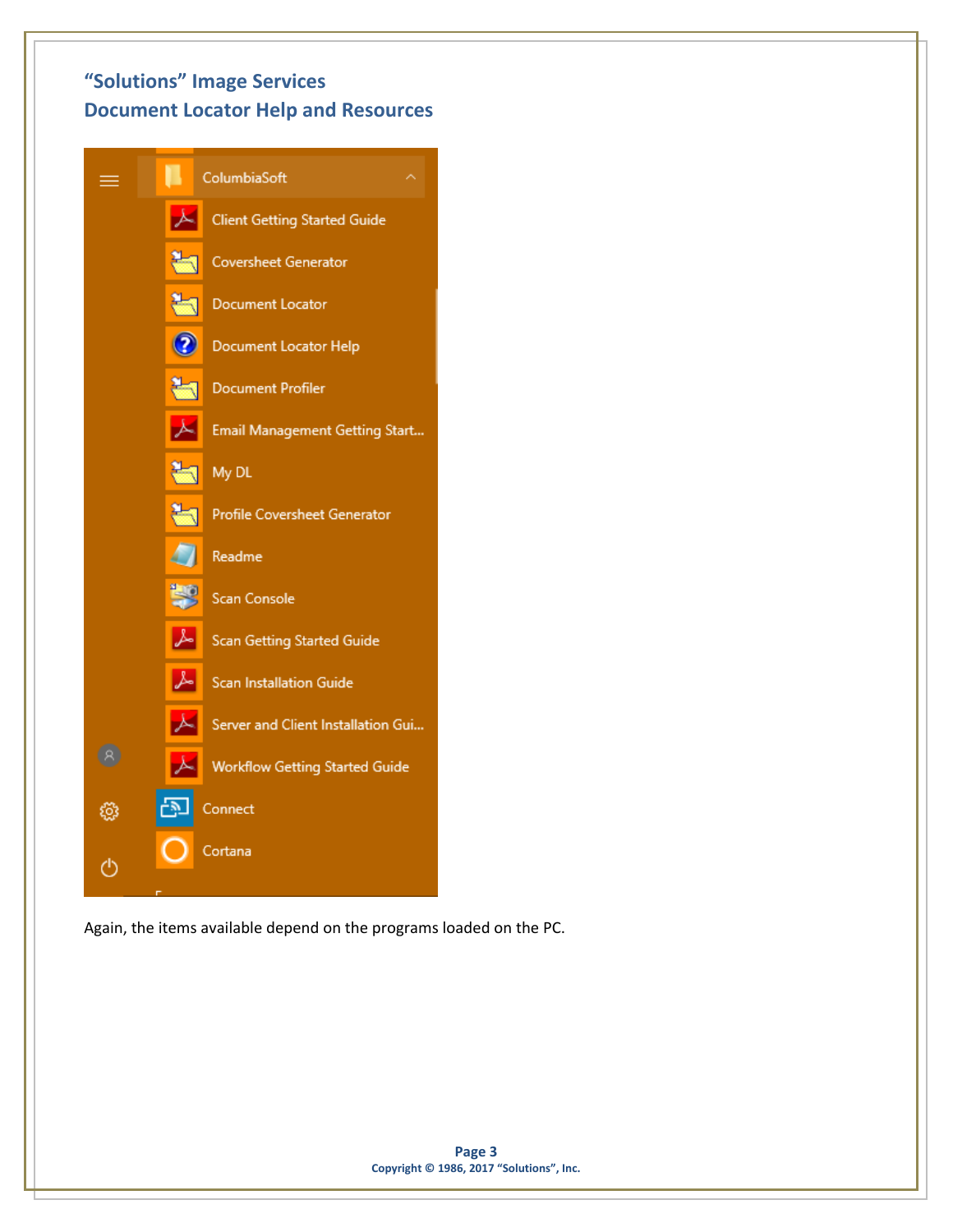## "Solutions" Image Services
## Document Locator Help and Resources

Again, the items available depend on the programs loaded on the PC.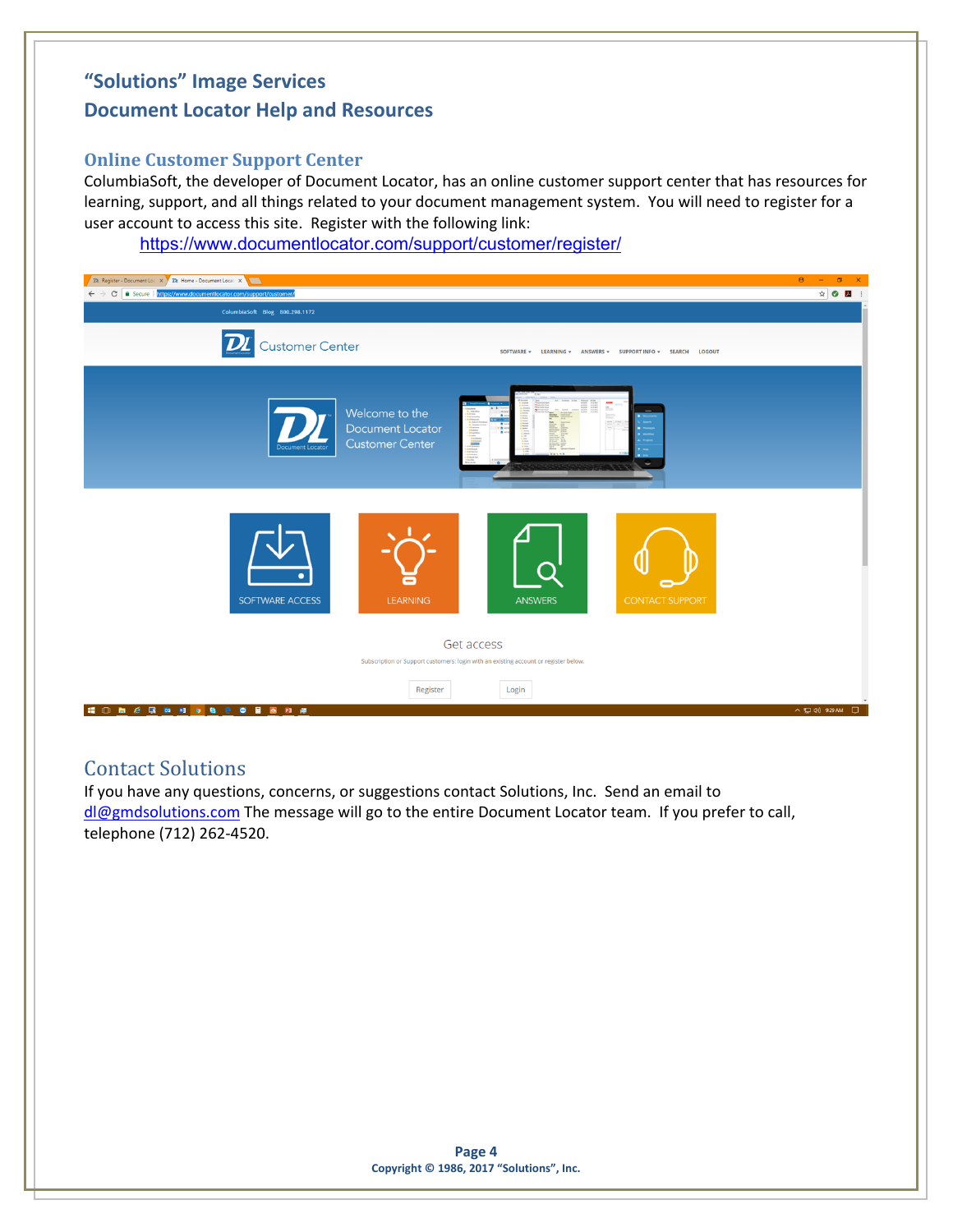# "Solutions" Image Services
# Document Locator Help and Resources

## Online Customer Support Center

ColumbiaSoft, the developer of Document Locator, has an online customer support center that has resources for learning, support, and all things related to your document management system. You will need to register for a user account to access this site. Register with the following link:

https://www.documentlocator.com/support/customer/register/

## Contact Solutions

If you have any questions, concerns, or suggestions contact Solutions, Inc. Send an email to dl@gmdsolutions.com The message will go to the entire Document Locator team. If you prefer to call, telephone (712) 262-4520.

Copyright © 1986, 2017 "Solutions", Inc.